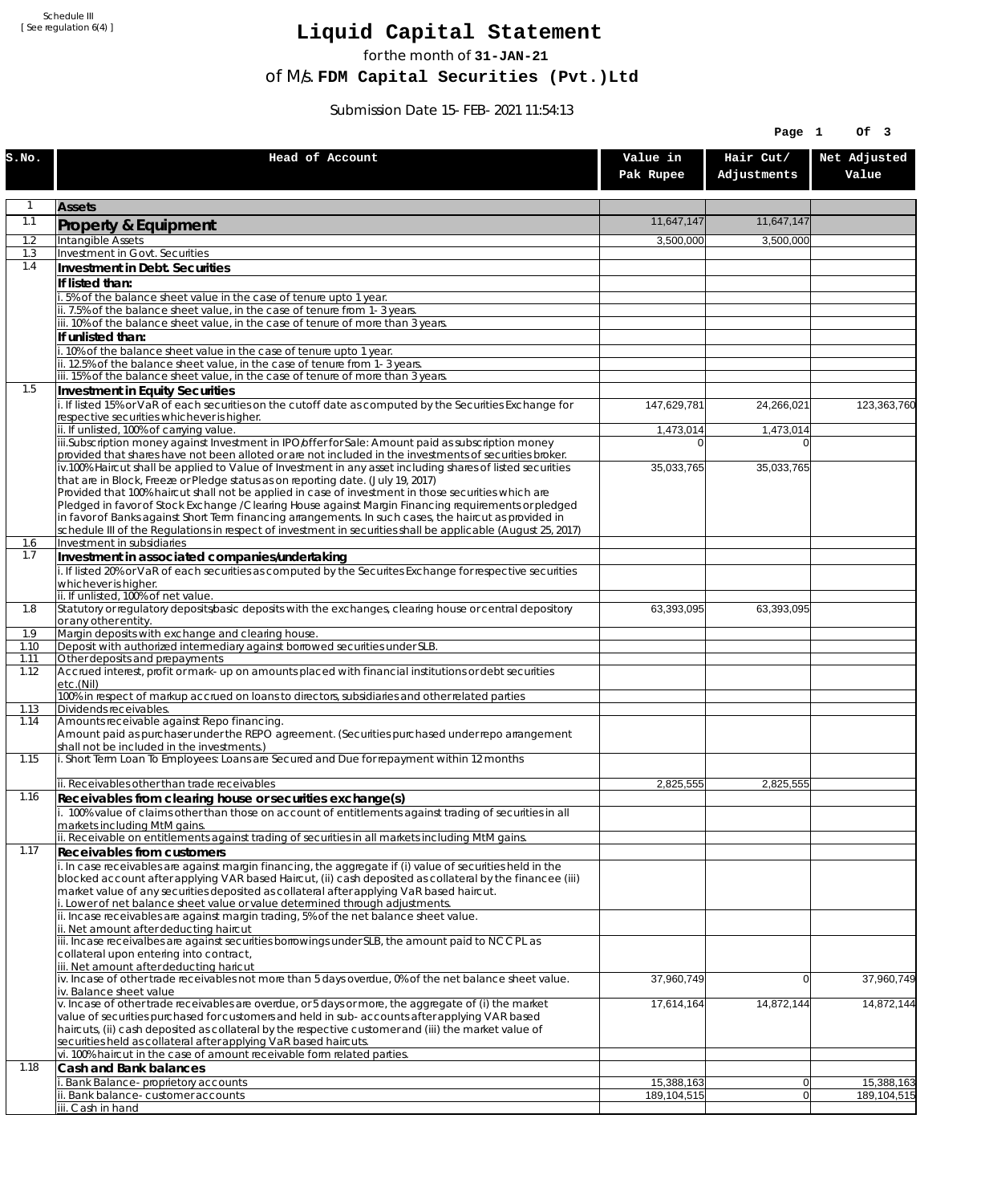Schedule III
[ See regulation 6(4) ]

# Liquid Capital Statement

for the month of **31-JAN-21**

of M/s. **FDM Capital Securities (Pvt.)Ltd**

Submission Date 15-FEB-2021 11:54:13

| S.No. | Head of Account | Value in Pak Rupee | Hair Cut/ Adjustments | Net Adjusted Value |
|---|---|---|---|---|
| 1 | **Assets** | | | |
| 1.1 | **Property & Equipment** | 11,647,147 | 11,647,147 | |
| 1.2 | Intangible Assets | 3,500,000 | 3,500,000 | |
| 1.3 | Investment in Govt. Securities | | | |
| 1.4 | **Investment in Debt. Securities** | | | |
| | **If listed than:** | | | |
| | i. 5% of the balance sheet value in the case of tenure upto 1 year. | | | |
| | ii. 7.5% of the balance sheet value, in the case of tenure from 1-3 years. | | | |
| | iii. 10% of the balance sheet value, in the case of tenure of more than 3 years. | | | |
| | **If unlisted than:** | | | |
| | i. 10% of the balance sheet value in the case of tenure upto 1 year. | | | |
| | ii. 12.5% of the balance sheet value, in the case of tenure from 1-3 years. | | | |
| | iii. 15% of the balance sheet value, in the case of tenure of more than 3 years. | | | |
| 1.5 | **Investment in Equity Securities** | | | |
| | i. If listed 15% or VaR of each securities on the cutoff date as computed by the Securities Exchange for respective securities whichever is higher. | 147,629,781 | 24,266,021 | 123,363,760 |
| | ii. If unlisted, 100% of carrying value. | 1,473,014 | 1,473,014 | |
| | iii.Subscription money against Investment in IPO/offer for Sale: Amount paid as subscription money provided that shares have not been alloted or are not included in the investments of securities broker. | 0 | 0 | |
| | iv.100% Haircut shall be applied to Value of Investment in any asset including shares of listed securities that are in Block, Freeze or Pledge status as on reporting date. (July 19, 2017)<br>Provided that 100% haircut shall not be applied in case of investment in those securities which are Pledged in favor of Stock Exchange / Clearing House against Margin Financing requirements or pledged in favor of Banks against Short Term financing arrangements. In such cases, the haircut as provided in schedule III of the Regulations in respect of investment in securities shall be applicable (August 25, 2017) | 35,033,765 | 35,033,765 | |
| 1.6 | Investment in subsidiaries | | | |
| 1.7 | **Investment in associated companies/undertaking** | | | |
| | i. If listed 20% or VaR of each securities as computed by the Securites Exchange for respective securities whichever is higher. | | | |
| | ii. If unlisted, 100% of net value. | | | |
| 1.8 | Statutory or regulatory deposits/basic deposits with the exchanges, clearing house or central depository or any other entity. | 63,393,095 | 63,393,095 | |
| 1.9 | Margin deposits with exchange and clearing house. | | | |
| 1.10 | Deposit with authorized intermediary against borrowed securities under SLB. | | | |
| 1.11 | Other deposits and prepayments | | | |
| 1.12 | Accrued interest, profit or mark-up on amounts placed with financial institutions or debt securities etc.(Nil)<br>100% in respect of markup accrued on loans to directors, subsidiaries and other related parties | | | |
| 1.13 | Dividends receivables. | | | |
| 1.14 | Amounts receivable against Repo financing.<br>Amount paid as purchaser under the REPO agreement. (Securities purchased under repo arrangement shall not be included in the investments.) | | | |
| 1.15 | i. Short Term Loan To Employees: Loans are Secured and Due for repayment within 12 months | | | |
| | ii. Receivables other than trade receivables | 2,825,555 | 2,825,555 | |
| 1.16 | **Receivables from clearing house or securities exchange(s)** | | | |
| | i. 100% value of claims other than those on account of entitlements against trading of securities in all markets including MtM gains. | | | |
| | ii. Receivable on entitlements against trading of securities in all markets including MtM gains. | | | |
| 1.17 | **Receivables from customers** | | | |
| | i. In case receivables are against margin financing, the aggregate if (i) value of securities held in the blocked account after applying VAR based Haircut, (ii) cash deposited as collateral by the financee (iii) market value of any securities deposited as collateral after applying VaR based haircut.<br>i. Lower of net balance sheet value or value determined through adjustments. | | | |
| | ii. Incase receivables are against margin trading, 5% of the net balance sheet value.<br>ii. Net amount after deducting haircut | | | |
| | iii. Incase receivalbes are against securities borrowings under SLB, the amount paid to NCCPL as collateral upon entering into contract,<br>iii. Net amount after deducting haricut | | | |
| | iv. Incase of other trade receivables not more than 5 days overdue, 0% of the net balance sheet value.<br>iv. Balance sheet value | 37,960,749 | 0 | 37,960,749 |
| | v. Incase of other trade receivables are overdue, or 5 days or more, the aggregate of (i) the market value of securities purchased for customers and held in sub-accounts after applying VAR based haircuts, (ii) cash deposited as collateral by the respective customer and (iii) the market value of securities held as collateral after applying VaR based haircuts. | 17,614,164 | 14,872,144 | 14,872,144 |
| | vi. 100% haircut in the case of amount receivable form related parties. | | | |
| 1.18 | **Cash and Bank balances** | | | |
| | i. Bank Balance-proprietory accounts | 15,388,163 | 0 | 15,388,163 |
| | ii. Bank balance-customer accounts | 189,104,515 | 0 | 189,104,515 |
| | iii. Cash in hand | | | |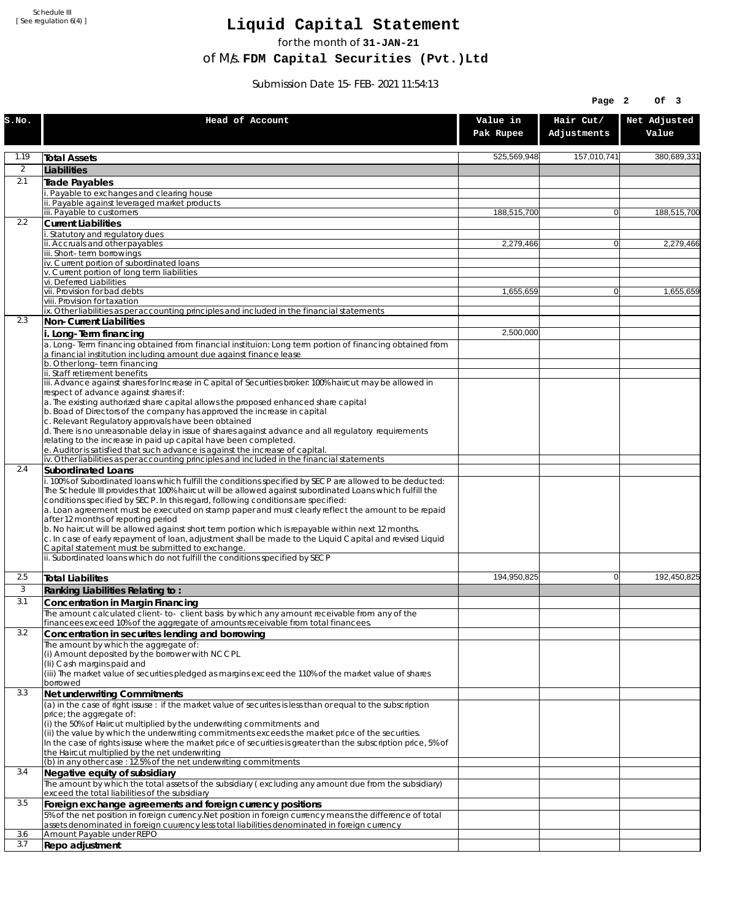Schedule III
[ See regulation 6(4) ]

# Liquid Capital Statement

for the month of **31-JAN-21**

of M/s. **FDM Capital Securities (Pvt.)Ltd**

Submission Date 15-FEB-2021 11:54:13

| S.No. | Head of Account | Value in Pak Rupee | Hair Cut/ Adjustments | Net Adjusted Value |
|---|---|---|---|---|
| 1.19 | **Total Assets** | 525,569,948 | 157,010,741 | 380,689,331 |
| 2 | **Liabilities** | | | |
| 2.1 | **Trade Payables** | | | |
| | i. Payable to exchanges and clearing house | | | |
| | ii. Payable against leveraged market products | | | |
| | iii. Payable to customers | 188,515,700 | 0 | 188,515,700 |
| 2.2 | **Current Liabilities** | | | |
| | i. Statutory and regulatory dues | | | |
| | ii. Accruals and other payables | 2,279,466 | 0 | 2,279,466 |
| | iii. Short-term borrowings | | | |
| | iv. Current portion of subordinated loans | | | |
| | v. Current portion of long term liabilities | | | |
| | vi. Deferred Liabilities | | | |
| | vii. Provision for bad debts | 1,655,659 | 0 | 1,655,659 |
| | viii. Provision for taxation | | | |
| | ix. Other liabilities as per accounting principles and included in the financial statements | | | |
| 2.3 | **Non-Current Liabilities** | | | |
| | **i. Long-Term financing** | 2,500,000 | | |
| | a. Long-Term financing obtained from financial instituion: Long term portion of financing obtained from a financial institution including amount due against finance lease | | | |
| | b. Other long-term financing | | | |
| | ii. Staff retirement benefits | | | |
| | iii. Advance against shares for Increase in Capital of Securities broker: 100% haircut may be allowed in respect of advance against shares if:<br>a. The existing authorized share capital allows the proposed enhanced share capital<br>b. Boad of Directors of the company has approved the increase in capital<br>c. Relevant Regulatory approvals have been obtained<br>d. There is no unreasonable delay in issue of shares against advance and all regulatory requirements relating to the increase in paid up capital have been completed.<br>e. Auditor is satisfied that such advance is against the increase of capital. | | | |
| | iv. Other liabilities as per accounting principles and included in the financial statements | | | |
| 2.4 | **Subordinated Loans** | | | |
| | i. 100% of Subordinated loans which fulfill the conditions specified by SECP are allowed to be deducted:<br>The Schedule III provides that 100% haircut will be allowed against subordinated Loans which fulfill the conditions specified by SECP. In this regard, following conditions are specified:<br>a. Loan agreement must be executed on stamp paper and must clearly reflect the amount to be repaid after 12 months of reporting period<br>b. No haircut will be allowed against short term portion which is repayable within next 12 months.<br>c. In case of early repayment of loan, adjustment shall be made to the Liquid Capital and revised Liquid Capital statement must be submitted to exchange. | | | |
| | ii. Subordinated loans which do not fulfill the conditions specified by SECP | | | |
| 2.5 | **Total Liabilites** | 194,950,825 | 0 | 192,450,825 |
| 3 | **Ranking Liabilities Relating to :** | | | |
| 3.1 | **Concentration in Margin Financing** | | | |
| | The amount calculated client-to- client basis by which any amount receivable from any of the financees exceed 10% of the aggregate of amounts receivable from total financees. | | | |
| 3.2 | **Concentration in securites lending and borrowing** | | | |
| | The amount by which the aggregate of:<br>(i) Amount deposited by the borrower with NCCPL<br>(Ii) Cash margins paid and<br>(iii) The market value of securities pledged as margins exceed the 110% of the market value of shares borrowed | | | |
| 3.3 | **Net underwriting Commitments** | | | |
| | (a) in the case of right issuse : if the market value of securites is less than or equal to the subscription price; the aggregate of:<br>(i) the 50% of Haircut multiplied by the underwriting commitments and<br>(ii) the value by which the underwriting commitments exceeds the market price of the securities.<br>In the case of rights issuse where the market price of securities is greater than the subscription price, 5% of the Haircut multiplied by the net underwriting | | | |
| | (b) in any other case : 12.5% of the net underwriting commitments | | | |
| 3.4 | **Negative equity of subsidiary** | | | |
| | The amount by which the total assets of the subsidiary ( excluding any amount due from the subsidiary) exceed the total liabilities of the subsidiary | | | |
| 3.5 | **Foreign exchange agreements and foreign currency positions** | | | |
| | 5% of the net position in foreign currency.Net position in foreign currency means the difference of total assets denominated in foreign cuurency less total liabilities denominated in foreign currency | | | |
| 3.6 | Amount Payable under REPO | | | |
| 3.7 | **Repo adjustment** | | | |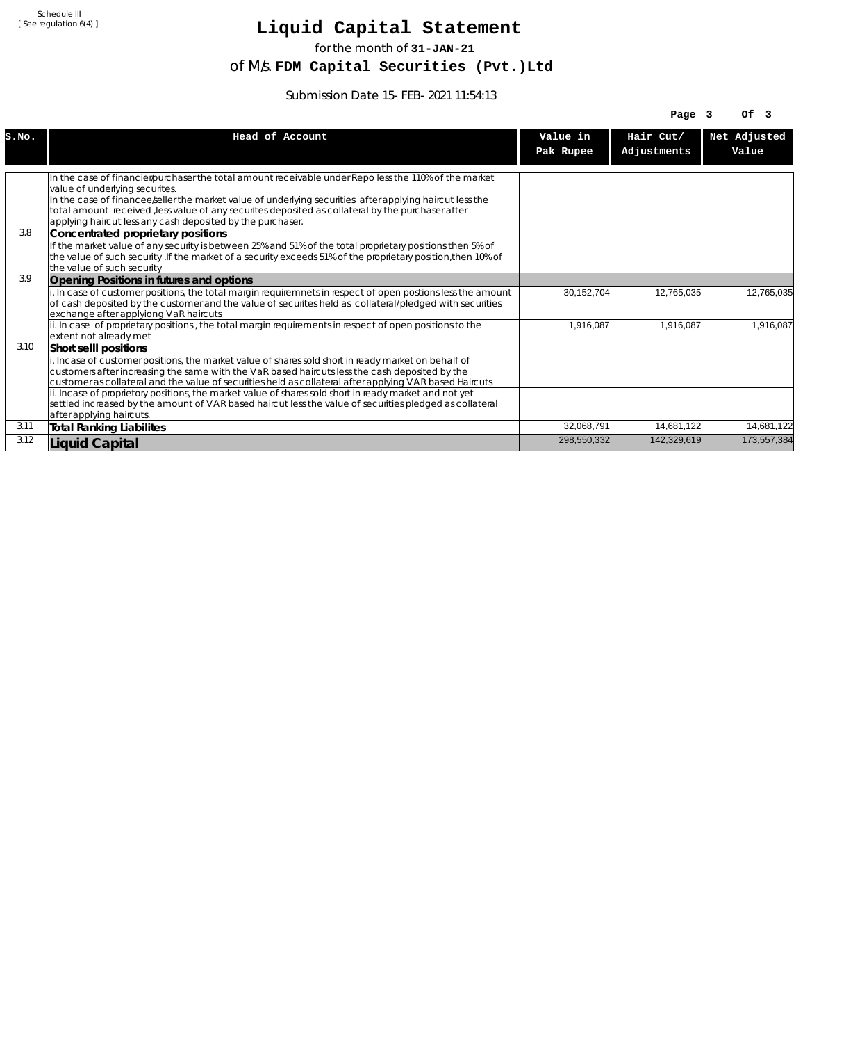Schedule III
[ See regulation 6(4) ]

# Liquid Capital Statement

for the month of **31-JAN-21**

of M/s. **FDM Capital Securities (Pvt.)Ltd**

Submission Date 15-FEB-2021 11:54:13

| S.No. | Head of Account | Value in Pak Rupee | Hair Cut/ Adjustments | Net Adjusted Value |
|---|---|---|---|---|
| | In the case of financier/purchaser the total amount receivable under Repo less the 110% of the market value of underlying securites.<br>In the case of financee/seller the market value of underlying securities after applying haircut less the total amount received ,less value of any securites deposited as collateral by the purchaser after applying haircut less any cash deposited by the purchaser. | | | |
| 3.8 | **Concentrated proprietary positions** | | | |
| | If the market value of any security is between 25% and 51% of the total proprietary positions then 5% of the value of such security .If the market of a security exceeds 51% of the proprietary position,then 10% of the value of such security | | | |
| 3.9 | **Opening Positions in futures and options** | | | |
| | i. In case of customer positions, the total margin requiremnets in respect of open postions less the amount of cash deposited by the customer and the value of securites held as collateral/pledged with securities exchange after applyiong VaR haircuts | 30,152,704 | 12,765,035 | 12,765,035 |
| | ii. In case of proprietary positions , the total margin requirements in respect of open positions to the extent not already met | 1,916,087 | 1,916,087 | 1,916,087 |
| 3.10 | **Short selll positions** | | | |
| | i. Incase of customer positions, the market value of shares sold short in ready market on behalf of customers after increasing the same with the VaR based haircuts less the cash deposited by the customer as collateral and the value of securities held as collateral after applying VAR based Haircuts | | | |
| | ii. Incase of proprietory positions, the market value of shares sold short in ready market and not yet settled increased by the amount of VAR based haircut less the value of securities pledged as collateral after applying haircuts. | | | |
| 3.11 | **Total Ranking Liabilites** | 32,068,791 | 14,681,122 | 14,681,122 |
| 3.12 | **Liquid Capital** | 298,550,332 | 142,329,619 | 173,557,384 |